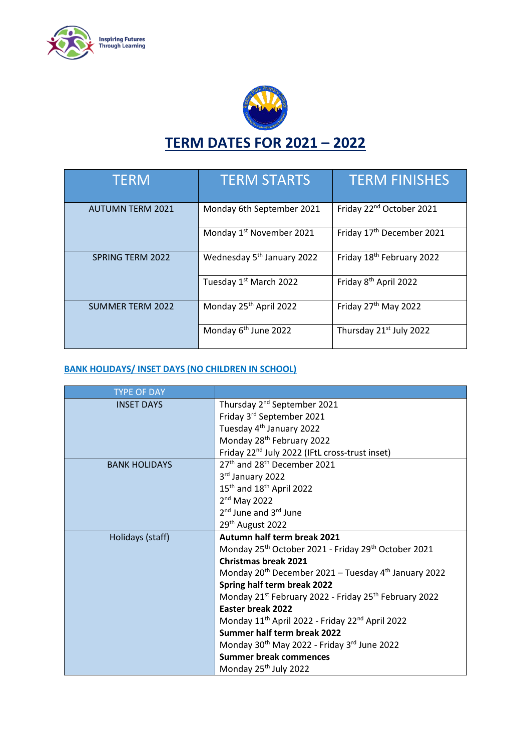Inspiring Futures Through Learning

# TERM DATES FOR 2021 – 2022

| TERM | TERM STARTS | TERM FINISHES |
|---|---|---|
| AUTUMN TERM 2021 | Monday 6th September 2021 | Friday 22nd October 2021 |
| | Monday 1st November 2021 | Friday 17th December 2021 |
| SPRING TERM 2022 | Wednesday 5th January 2022 | Friday 18th February 2022 |
| | Tuesday 1st March 2022 | Friday 8th April 2022 |
| SUMMER TERM 2022 | Monday 25th April 2022 | Friday 27th May 2022 |
| | Monday 6th June 2022 | Thursday 21st July 2022 |

## BANK HOLIDAYS/ INSET DAYS (NO CHILDREN IN SCHOOL)

| TYPE OF DAY | |
|---|---|
| INSET DAYS | Thursday 2nd September 2021<br>Friday 3rd September 2021<br>Tuesday 4th January 2022<br>Monday 28th February 2022<br>Friday 22nd July 2022 (IFtL cross-trust inset) |
| BANK HOLIDAYS | 27th and 28th December 2021<br>3rd January 2022<br>15th and 18th April 2022<br>2nd May 2022<br>2nd June and 3rd June<br>29th August 2022 |
| Holidays (staff) | **Autumn half term break 2021**<br>Monday 25th October 2021 - Friday 29th October 2021<br>**Christmas break 2021**<br>Monday 20th December 2021 – Tuesday 4th January 2022<br>**Spring half term break 2022**<br>Monday 21st February 2022 - Friday 25th February 2022<br>**Easter break 2022**<br>Monday 11th April 2022 - Friday 22nd April 2022<br>**Summer half term break 2022**<br>Monday 30th May 2022 - Friday 3rd June 2022<br>**Summer break commences**<br>Monday 25th July 2022 |